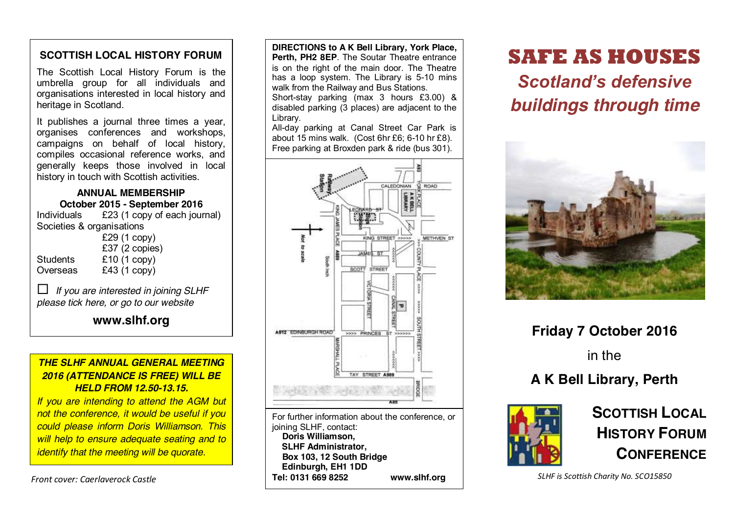## SCOTTISH LOCAL HISTORY FORUM

The Scottish Local History Forum is the umbrella group for all individuals and organisations interested in local history and heritage in Scotland.

It publishes a journal three times a year, organises conferences and workshops, campaigns on behalf of local history, compiles occasional reference works, and generally keeps those involved in local history in touch with Scottish activities.

**ANNUAL MEMBERSHIP**
**October 2015 - September 2016**

| | |
|---|---|
| Individuals | £23 (1 copy of each journal) |
| Societies & organisations | |
| | £29 (1 copy) |
| | £37 (2 copies) |
| Students | £10 (1 copy) |
| Overseas | £43 (1 copy) |

☐ *If you are interested in joining SLHF please tick here, or go to our website*

**www.slhf.org**

***THE SLHF ANNUAL GENERAL MEETING 2016 (ATTENDANCE IS FREE) WILL BE HELD FROM 12.50-13.15.***

*If you are intending to attend the AGM but not the conference, it would be useful if you could please inform Doris Williamson. This will help to ensure adequate seating and to identify that the meeting will be quorate.*

*Front cover: Caerlaverock Castle*

**DIRECTIONS to A K Bell Library, York Place, Perth, PH2 8EP**. The Soutar Theatre entrance is on the right of the main door. The Theatre has a loop system. The Library is 5-10 mins walk from the Railway and Bus Stations.
Short-stay parking (max 3 hours £3.00) & disabled parking (3 places) are adjacent to the Library.
All-day parking at Canal Street Car Park is about 15 mins walk. (Cost 6hr £6; 6-10 hr £8).
Free parking at Broxden park & ride (bus 301).

For further information about the conference, or joining SLHF, contact:
**Doris Williamson,**
**SLHF Administrator,**
**Box 103, 12 South Bridge**
**Edinburgh, EH1 1DD**
**Tel: 0131 669 8252** **www.slhf.org**

# SAFE AS HOUSES

## *Scotland's defensive buildings through time*

**Friday 7 October 2016**

in the

**A K Bell Library, Perth**

**SCOTTISH LOCAL HISTORY FORUM CONFERENCE**

*SLHF is Scottish Charity No. SCO15850*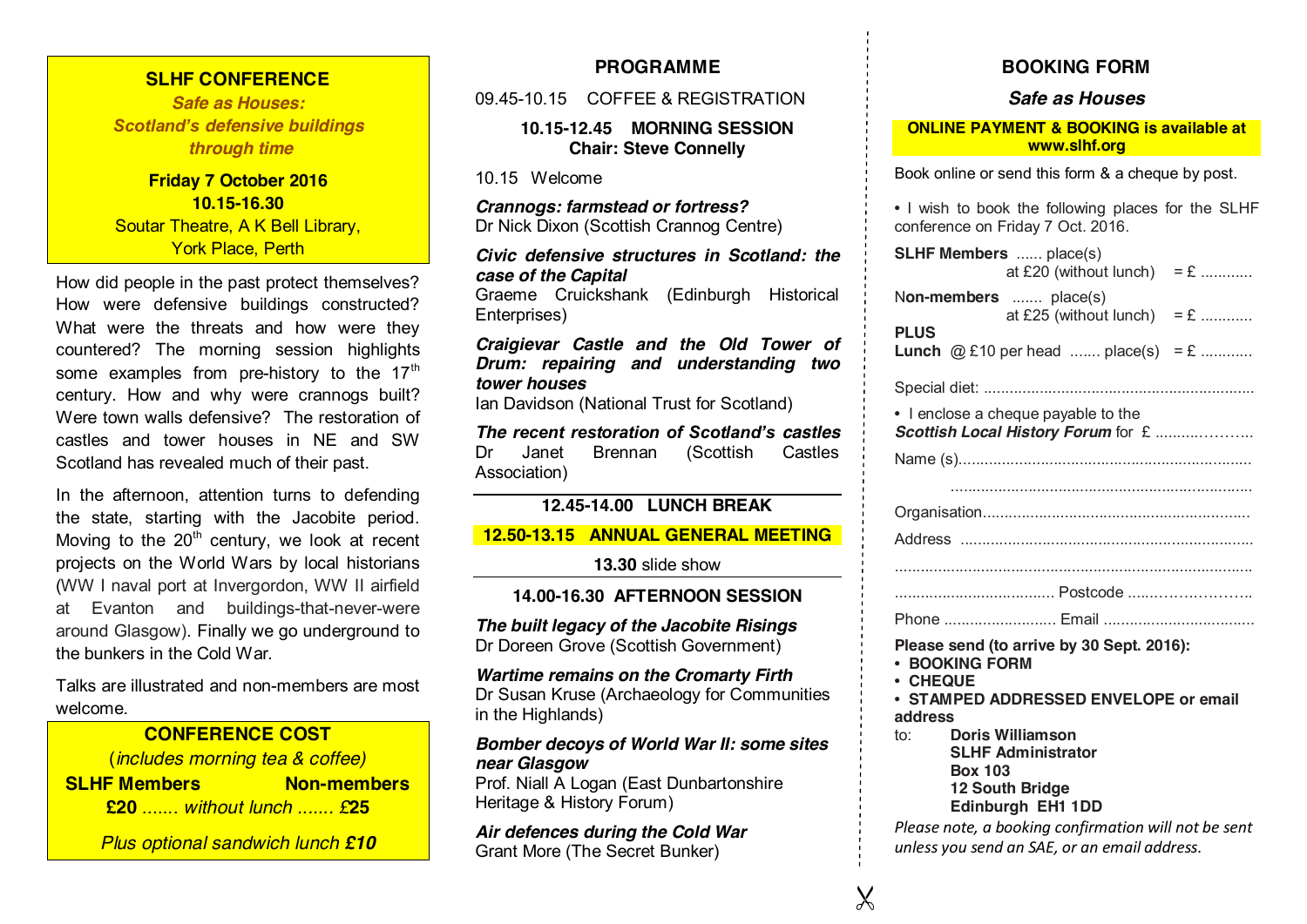## SLHF CONFERENCE

***Safe as Houses: Scotland's defensive buildings through time***

**Friday 7 October 2016**
**10.15-16.30**
Soutar Theatre, A K Bell Library,
York Place, Perth

How did people in the past protect themselves? How were defensive buildings constructed? What were the threats and how were they countered? The morning session highlights some examples from pre-history to the 17th century. How and why were crannogs built? Were town walls defensive? The restoration of castles and tower houses in NE and SW Scotland has revealed much of their past.

In the afternoon, attention turns to defending the state, starting with the Jacobite period. Moving to the 20th century, we look at recent projects on the World Wars by local historians (WW I naval port at Invergordon, WW II airfield at Evanton and buildings-that-never-were around Glasgow). Finally we go underground to the bunkers in the Cold War.

Talks are illustrated and non-members are most welcome.

### CONFERENCE COST

(*includes morning tea & coffee*)

**SLHF Members** **Non-members**
**£20** ....... *without lunch* ....... £**25**

*Plus optional sandwich lunch* ***£10***

## PROGRAMME

09.45-10.15 COFFEE & REGISTRATION

**10.15-12.45 MORNING SESSION**
**Chair: Steve Connelly**

10.15 Welcome

***Crannogs: farmstead or fortress?***
Dr Nick Dixon (Scottish Crannog Centre)

***Civic defensive structures in Scotland: the case of the Capital***
Graeme Cruickshank (Edinburgh Historical Enterprises)

***Craigievar Castle and the Old Tower of Drum: repairing and understanding two tower houses***
Ian Davidson (National Trust for Scotland)

***The recent restoration of Scotland's castles***
Dr Janet Brennan (Scottish Castles Association)

**12.45-14.00 LUNCH BREAK**

**12.50-13.15 ANNUAL GENERAL MEETING**

**13.30** slide show

**14.00-16.30 AFTERNOON SESSION**

***The built legacy of the Jacobite Risings***
Dr Doreen Grove (Scottish Government)

***Wartime remains on the Cromarty Firth***
Dr Susan Kruse (Archaeology for Communities in the Highlands)

***Bomber decoys of World War II: some sites near Glasgow***
Prof. Niall A Logan (East Dunbartonshire Heritage & History Forum)

***Air defences during the Cold War***
Grant More (The Secret Bunker)

## BOOKING FORM

***Safe as Houses***

**ONLINE PAYMENT & BOOKING is available at www.slhf.org**

Book online or send this form & a cheque by post.

• I wish to book the following places for the SLHF conference on Friday 7 Oct. 2016.

**SLHF Members** ...... place(s) at £20 (without lunch) = £ ...........

N**on-members** ....... place(s) at £25 (without lunch) = £ ...........

**PLUS**
**Lunch** @ £10 per head ....... place(s) = £ ...........

Special diet: ..............................................................

• I enclose a cheque payable to the ***Scottish Local History Forum*** for £ ..........………..

Name (s)....................................................................

.....................................................................

Organisation.............................................................

Address ...................................................................

..................................................................................

.................................... Postcode .....…………….

Phone .......................... Email ..................................

**Please send (to arrive by 30 Sept. 2016):**
- **BOOKING FORM**
- **CHEQUE**
- **STAMPED ADDRESSED ENVELOPE or email address**

to: **Doris Williamson**
**SLHF Administrator**
**Box 103**
**12 South Bridge**
**Edinburgh EH1 1DD**

*Please note, a booking confirmation will not be sent unless you send an SAE, or an email address.*